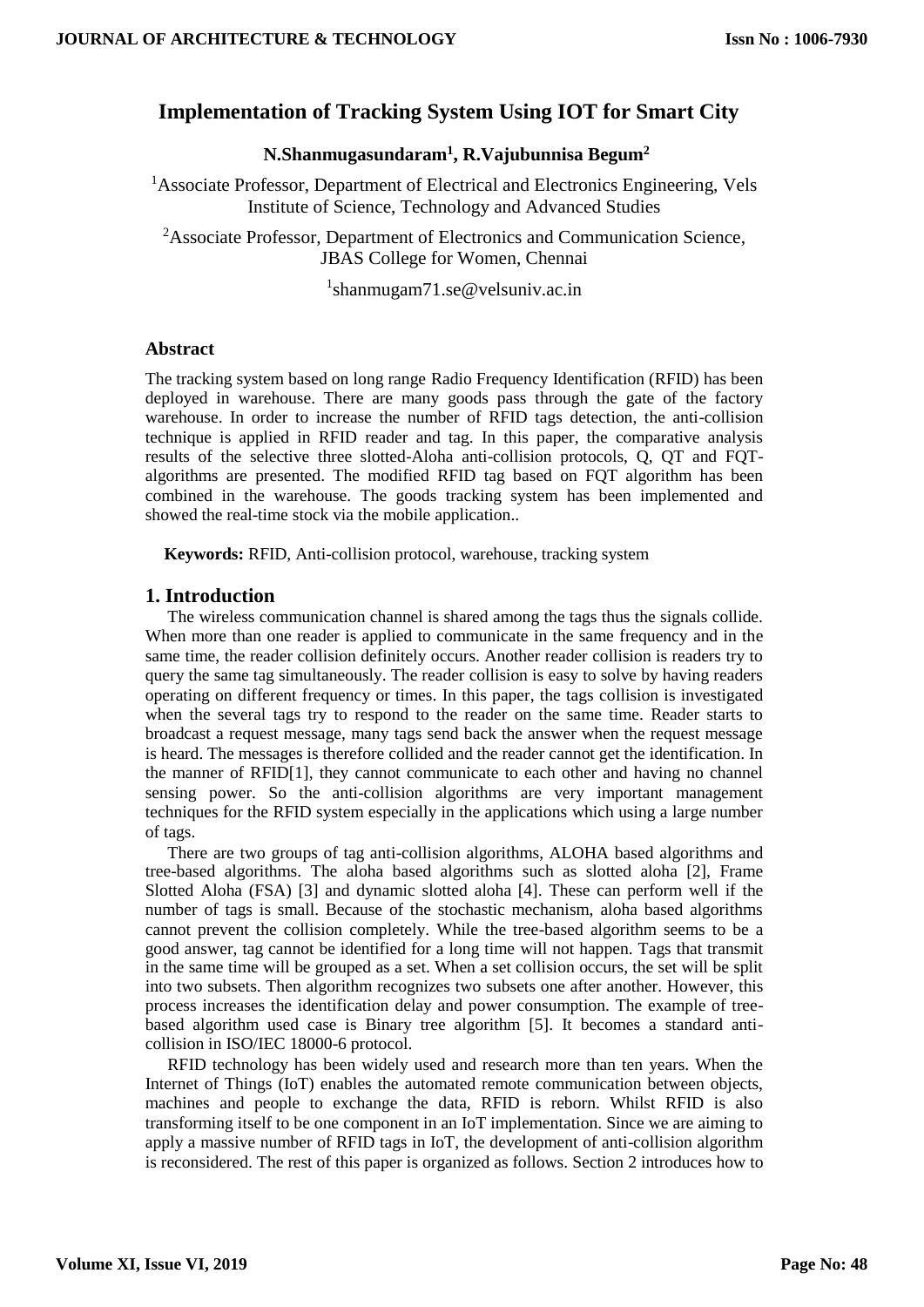# Implementation of Tracking System Using IOT for Smart City

**N.Shanmugasundaram[1], R.Vajubunnisa Begum[2]**

[1]Associate Professor, Department of Electrical and Electronics Engineering, Vels Institute of Science, Technology and Advanced Studies

[2]Associate Professor, Department of Electronics and Communication Science, JBAS College for Women, Chennai

[1]shanmugam71.se@velsuniv.ac.in

## Abstract

The tracking system based on long range Radio Frequency Identification (RFID) has been deployed in warehouse. There are many goods pass through the gate of the factory warehouse. In order to increase the number of RFID tags detection, the anti-collision technique is applied in RFID reader and tag. In this paper, the comparative analysis results of the selective three slotted-Aloha anti-collision protocols, Q, QT and FQT-algorithms are presented. The modified RFID tag based on FQT algorithm has been combined in the warehouse. The goods tracking system has been implemented and showed the real-time stock via the mobile application..

**Keywords:** RFID, Anti-collision protocol, warehouse, tracking system

## 1. Introduction

The wireless communication channel is shared among the tags thus the signals collide. When more than one reader is applied to communicate in the same frequency and in the same time, the reader collision definitely occurs. Another reader collision is readers try to query the same tag simultaneously. The reader collision is easy to solve by having readers operating on different frequency or times. In this paper, the tags collision is investigated when the several tags try to respond to the reader on the same time. Reader starts to broadcast a request message, many tags send back the answer when the request message is heard. The messages is therefore collided and the reader cannot get the identification. In the manner of RFID[1], they cannot communicate to each other and having no channel sensing power. So the anti-collision algorithms are very important management techniques for the RFID system especially in the applications which using a large number of tags.

There are two groups of tag anti-collision algorithms, ALOHA based algorithms and tree-based algorithms. The aloha based algorithms such as slotted aloha [2], Frame Slotted Aloha (FSA) [3] and dynamic slotted aloha [4]. These can perform well if the number of tags is small. Because of the stochastic mechanism, aloha based algorithms cannot prevent the collision completely. While the tree-based algorithm seems to be a good answer, tag cannot be identified for a long time will not happen. Tags that transmit in the same time will be grouped as a set. When a set collision occurs, the set will be split into two subsets. Then algorithm recognizes two subsets one after another. However, this process increases the identification delay and power consumption. The example of tree-based algorithm used case is Binary tree algorithm [5]. It becomes a standard anti-collision in ISO/IEC 18000-6 protocol.

RFID technology has been widely used and research more than ten years. When the Internet of Things (IoT) enables the automated remote communication between objects, machines and people to exchange the data, RFID is reborn. Whilst RFID is also transforming itself to be one component in an IoT implementation. Since we are aiming to apply a massive number of RFID tags in IoT, the development of anti-collision algorithm is reconsidered. The rest of this paper is organized as follows. Section 2 introduces how to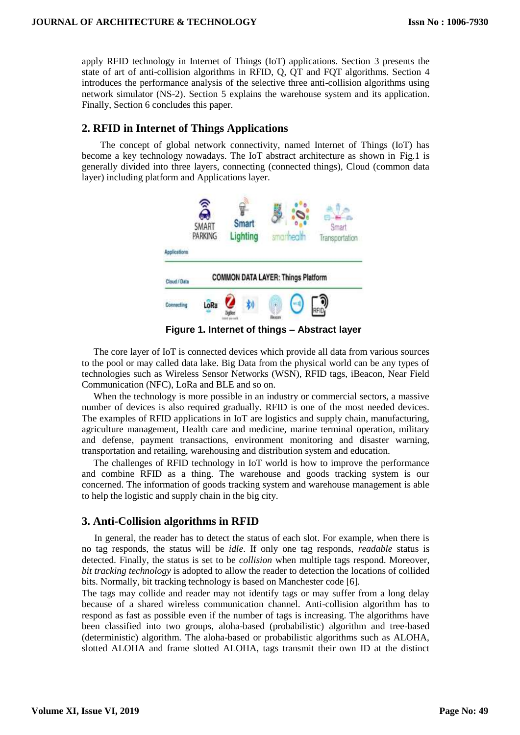apply RFID technology in Internet of Things (IoT) applications. Section 3 presents the state of art of anti-collision algorithms in RFID, Q, QT and FQT algorithms. Section 4 introduces the performance analysis of the selective three anti-collision algorithms using network simulator (NS-2). Section 5 explains the warehouse system and its application. Finally, Section 6 concludes this paper.

## 2. RFID in Internet of Things Applications

The concept of global network connectivity, named Internet of Things (IoT) has become a key technology nowadays. The IoT abstract architecture as shown in Fig.1 is generally divided into three layers, connecting (connected things), Cloud (common data layer) including platform and Applications layer.

**Figure 1. Internet of things – Abstract layer**

The core layer of IoT is connected devices which provide all data from various sources to the pool or may called data lake. Big Data from the physical world can be any types of technologies such as Wireless Sensor Networks (WSN), RFID tags, iBeacon, Near Field Communication (NFC), LoRa and BLE and so on.

When the technology is more possible in an industry or commercial sectors, a massive number of devices is also required gradually. RFID is one of the most needed devices. The examples of RFID applications in IoT are logistics and supply chain, manufacturing, agriculture management, Health care and medicine, marine terminal operation, military and defense, payment transactions, environment monitoring and disaster warning, transportation and retailing, warehousing and distribution system and education.

The challenges of RFID technology in IoT world is how to improve the performance and combine RFID as a thing. The warehouse and goods tracking system is our concerned. The information of goods tracking system and warehouse management is able to help the logistic and supply chain in the big city.

## 3. Anti-Collision algorithms in RFID

In general, the reader has to detect the status of each slot. For example, when there is no tag responds, the status will be *idle*. If only one tag responds, *readable* status is detected. Finally, the status is set to be *collision* when multiple tags respond. Moreover, *bit tracking technology* is adopted to allow the reader to detection the locations of collided bits. Normally, bit tracking technology is based on Manchester code [6].

The tags may collide and reader may not identify tags or may suffer from a long delay because of a shared wireless communication channel. Anti-collision algorithm has to respond as fast as possible even if the number of tags is increasing. The algorithms have been classified into two groups, aloha-based (probabilistic) algorithm and tree-based (deterministic) algorithm. The aloha-based or probabilistic algorithms such as ALOHA, slotted ALOHA and frame slotted ALOHA, tags transmit their own ID at the distinct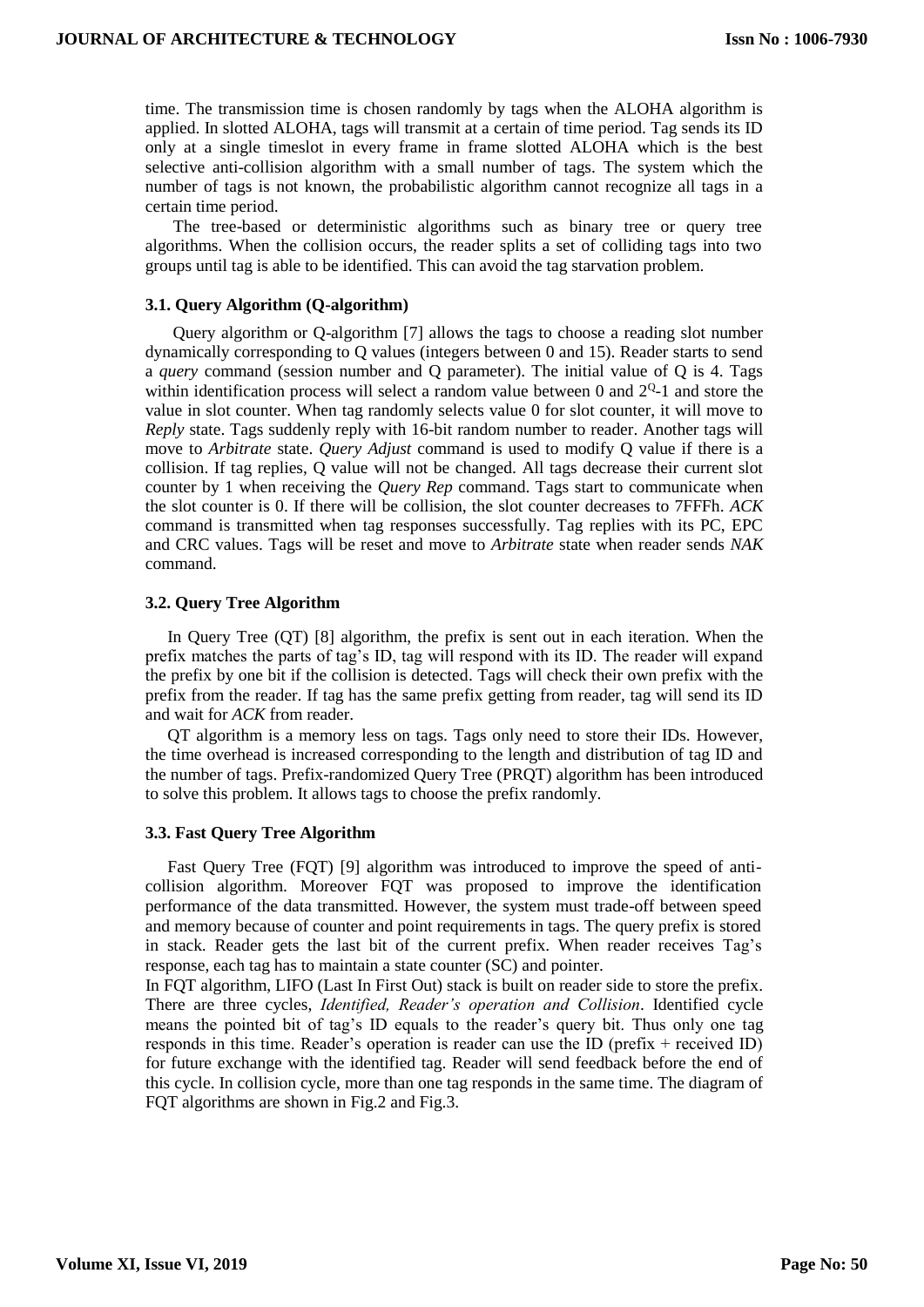time. The transmission time is chosen randomly by tags when the ALOHA algorithm is applied. In slotted ALOHA, tags will transmit at a certain of time period. Tag sends its ID only at a single timeslot in every frame in frame slotted ALOHA which is the best selective anti-collision algorithm with a small number of tags. The system which the number of tags is not known, the probabilistic algorithm cannot recognize all tags in a certain time period.

The tree-based or deterministic algorithms such as binary tree or query tree algorithms. When the collision occurs, the reader splits a set of colliding tags into two groups until tag is able to be identified. This can avoid the tag starvation problem.

### 3.1. Query Algorithm (Q-algorithm)

Query algorithm or Q-algorithm [7] allows the tags to choose a reading slot number dynamically corresponding to Q values (integers between 0 and 15). Reader starts to send a *query* command (session number and Q parameter). The initial value of Q is 4. Tags within identification process will select a random value between 0 and $2^Q$-1 and store the value in slot counter. When tag randomly selects value 0 for slot counter, it will move to *Reply* state. Tags suddenly reply with 16-bit random number to reader. Another tags will move to *Arbitrate* state. *Query Adjust* command is used to modify Q value if there is a collision. If tag replies, Q value will not be changed. All tags decrease their current slot counter by 1 when receiving the *Query Rep* command. Tags start to communicate when the slot counter is 0. If there will be collision, the slot counter decreases to 7FFFh. *ACK* command is transmitted when tag responses successfully. Tag replies with its PC, EPC and CRC values. Tags will be reset and move to *Arbitrate* state when reader sends *NAK* command.

### 3.2. Query Tree Algorithm

In Query Tree (QT) [8] algorithm, the prefix is sent out in each iteration. When the prefix matches the parts of tag's ID, tag will respond with its ID. The reader will expand the prefix by one bit if the collision is detected. Tags will check their own prefix with the prefix from the reader. If tag has the same prefix getting from reader, tag will send its ID and wait for *ACK* from reader.

QT algorithm is a memory less on tags. Tags only need to store their IDs. However, the time overhead is increased corresponding to the length and distribution of tag ID and the number of tags. Prefix-randomized Query Tree (PRQT) algorithm has been introduced to solve this problem. It allows tags to choose the prefix randomly.

### 3.3. Fast Query Tree Algorithm

Fast Query Tree (FQT) [9] algorithm was introduced to improve the speed of anti-collision algorithm. Moreover FQT was proposed to improve the identification performance of the data transmitted. However, the system must trade-off between speed and memory because of counter and point requirements in tags. The query prefix is stored in stack. Reader gets the last bit of the current prefix. When reader receives Tag's response, each tag has to maintain a state counter (SC) and pointer.

In FQT algorithm, LIFO (Last In First Out) stack is built on reader side to store the prefix. There are three cycles, *Identified, Reader's operation and Collision*. Identified cycle means the pointed bit of tag's ID equals to the reader's query bit. Thus only one tag responds in this time. Reader's operation is reader can use the ID (prefix + received ID) for future exchange with the identified tag. Reader will send feedback before the end of this cycle. In collision cycle, more than one tag responds in the same time. The diagram of FQT algorithms are shown in Fig.2 and Fig.3.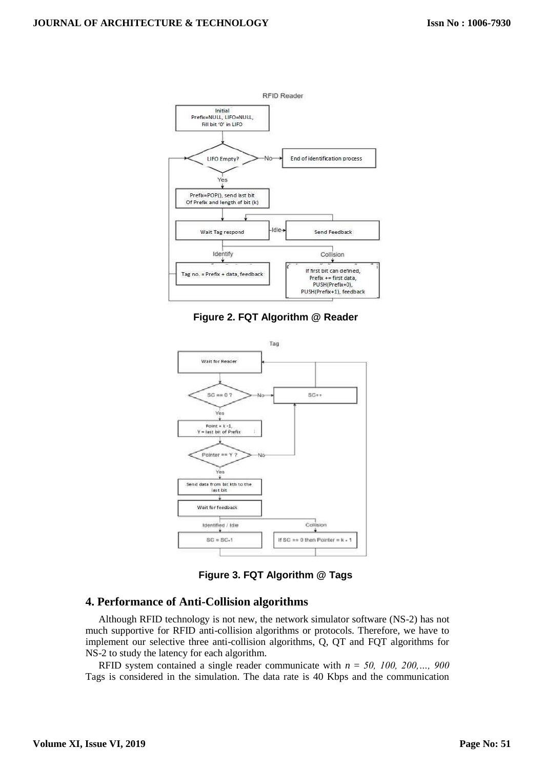Figure 2. FQT Algorithm @ Reader

Figure 3. FQT Algorithm @ Tags

## 4. Performance of Anti-Collision algorithms

Although RFID technology is not new, the network simulator software (NS-2) has not much supportive for RFID anti-collision algorithms or protocols. Therefore, we have to implement our selective three anti-collision algorithms, Q, QT and FQT algorithms for NS-2 to study the latency for each algorithm.

RFID system contained a single reader communicate with $n = 50, 100, 200, \ldots, 900$ Tags is considered in the simulation. The data rate is 40 Kbps and the communication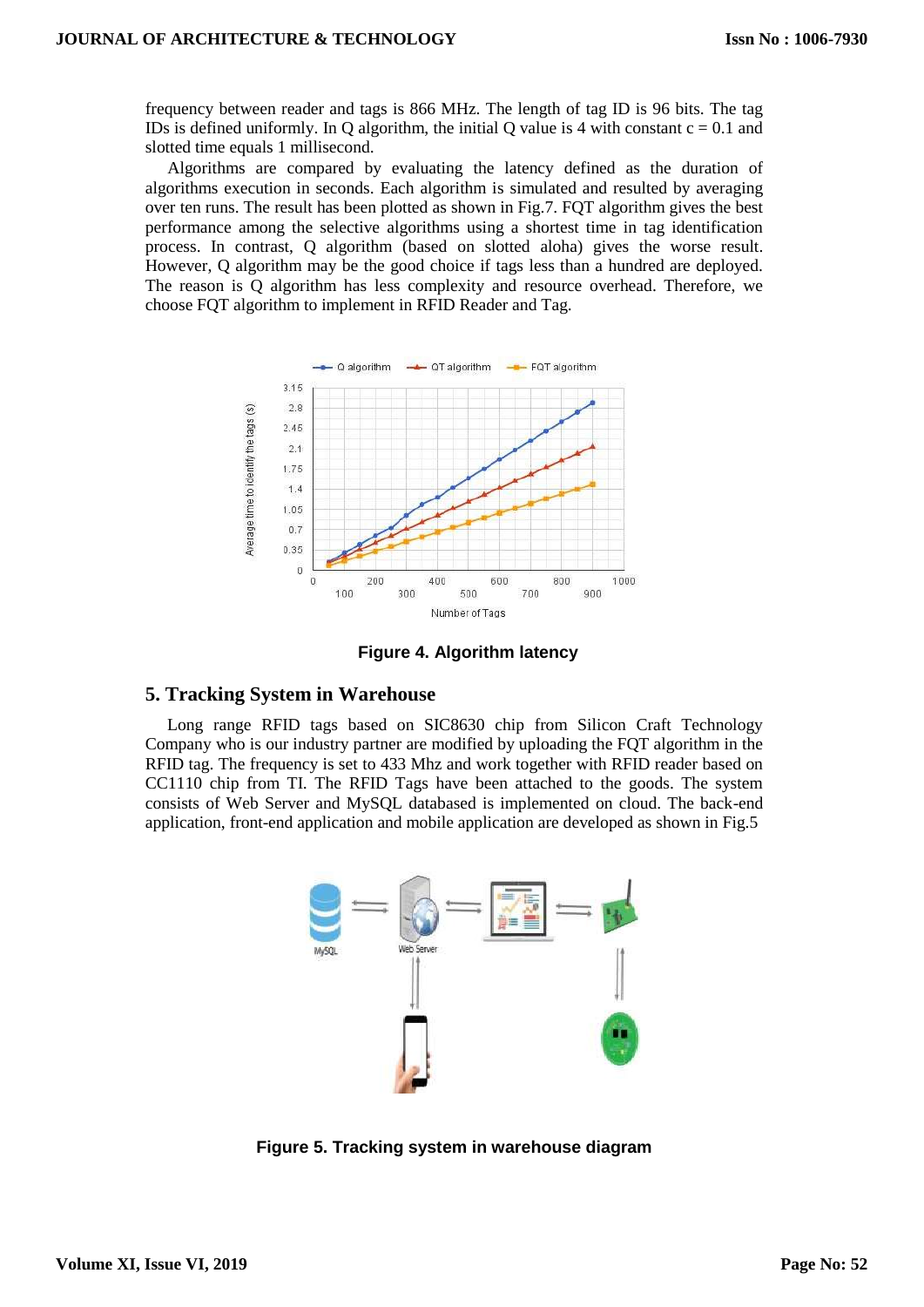frequency between reader and tags is 866 MHz. The length of tag ID is 96 bits. The tag IDs is defined uniformly. In Q algorithm, the initial Q value is 4 with constant c = 0.1 and slotted time equals 1 millisecond.

Algorithms are compared by evaluating the latency defined as the duration of algorithms execution in seconds. Each algorithm is simulated and resulted by averaging over ten runs. The result has been plotted as shown in Fig.7. FQT algorithm gives the best performance among the selective algorithms using a shortest time in tag identification process. In contrast, Q algorithm (based on slotted aloha) gives the worse result. However, Q algorithm may be the good choice if tags less than a hundred are deployed. The reason is Q algorithm has less complexity and resource overhead. Therefore, we choose FQT algorithm to implement in RFID Reader and Tag.

**Figure 4. Algorithm latency**

## 5. Tracking System in Warehouse

Long range RFID tags based on SIC8630 chip from Silicon Craft Technology Company who is our industry partner are modified by uploading the FQT algorithm in the RFID tag. The frequency is set to 433 Mhz and work together with RFID reader based on CC1110 chip from TI. The RFID Tags have been attached to the goods. The system consists of Web Server and MySQL databased is implemented on cloud. The back-end application, front-end application and mobile application are developed as shown in Fig.5

**Figure 5. Tracking system in warehouse diagram**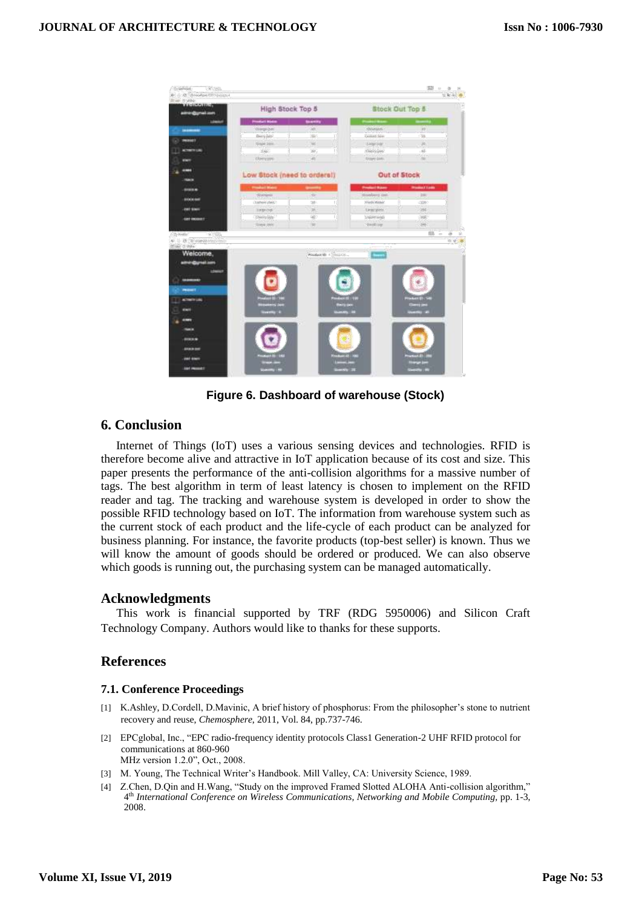Figure 6. Dashboard of warehouse (Stock)

## 6. Conclusion

Internet of Things (IoT) uses a various sensing devices and technologies. RFID is therefore become alive and attractive in IoT application because of its cost and size. This paper presents the performance of the anti-collision algorithms for a massive number of tags. The best algorithm in term of least latency is chosen to implement on the RFID reader and tag. The tracking and warehouse system is developed in order to show the possible RFID technology based on IoT. The information from warehouse system such as the current stock of each product and the life-cycle of each product can be analyzed for business planning. For instance, the favorite products (top-best seller) is known. Thus we will know the amount of goods should be ordered or produced. We can also observe which goods is running out, the purchasing system can be managed automatically.

## Acknowledgments

This work is financial supported by TRF (RDG 5950006) and Silicon Craft Technology Company. Authors would like to thanks for these supports.

## References

### 7.1. Conference Proceedings

[1] K.Ashley, D.Cordell, D.Mavinic, A brief history of phosphorus: From the philosopher's stone to nutrient recovery and reuse, *Chemosphere*, 2011, Vol. 84, pp.737-746.

[2] EPCglobal, Inc., "EPC radio-frequency identity protocols Class1 Generation-2 UHF RFID protocol for communications at 860-960 MHz version 1.2.0", Oct., 2008.

[3] M. Young, The Technical Writer's Handbook. Mill Valley, CA: University Science, 1989.

[4] Z.Chen, D.Qin and H.Wang, "Study on the improved Framed Slotted ALOHA Anti-collision algorithm," 4th *International Conference on Wireless Communications, Networking and Mobile Computing*, pp. 1-3, 2008.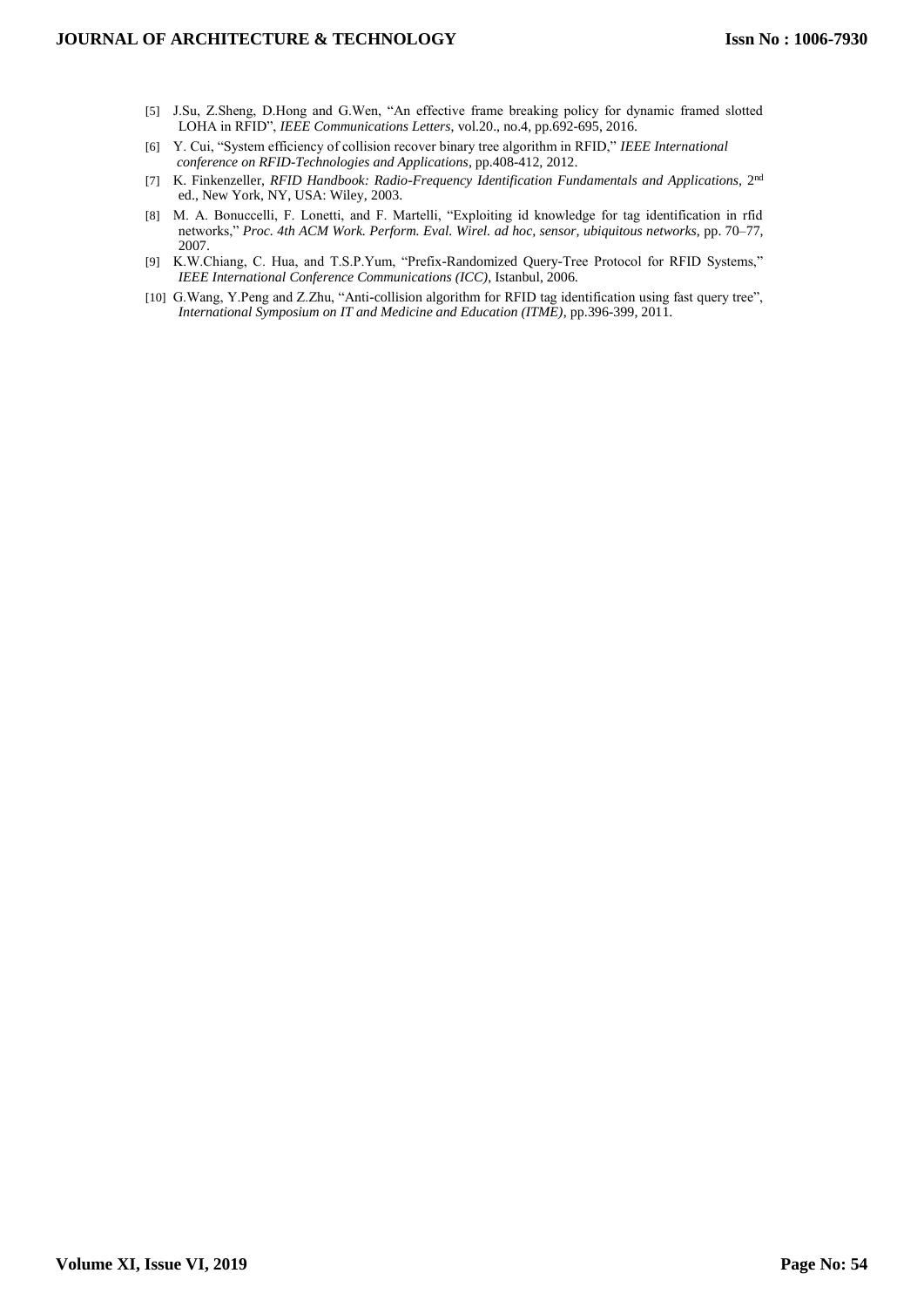[5] J.Su, Z.Sheng, D.Hong and G.Wen, "An effective frame breaking policy for dynamic framed slotted LOHA in RFID", *IEEE Communications Letters*, vol.20., no.4, pp.692-695, 2016.

[6] Y. Cui, "System efficiency of collision recover binary tree algorithm in RFID," *IEEE International conference on RFID-Technologies and Applications*, pp.408-412, 2012.

[7] K. Finkenzeller, *RFID Handbook: Radio-Frequency Identification Fundamentals and Applications*, 2nd ed., New York, NY, USA: Wiley, 2003.

[8] M. A. Bonuccelli, F. Lonetti, and F. Martelli, "Exploiting id knowledge for tag identification in rfid networks," *Proc. 4th ACM Work. Perform. Eval. Wirel. ad hoc, sensor, ubiquitous networks*, pp. 70–77, 2007.

[9] K.W.Chiang, C. Hua, and T.S.P.Yum, "Prefix-Randomized Query-Tree Protocol for RFID Systems," *IEEE International Conference Communications (ICC)*, Istanbul, 2006.

[10] G.Wang, Y.Peng and Z.Zhu, "Anti-collision algorithm for RFID tag identification using fast query tree", *International Symposium on IT and Medicine and Education (ITME)*, pp.396-399, 2011.